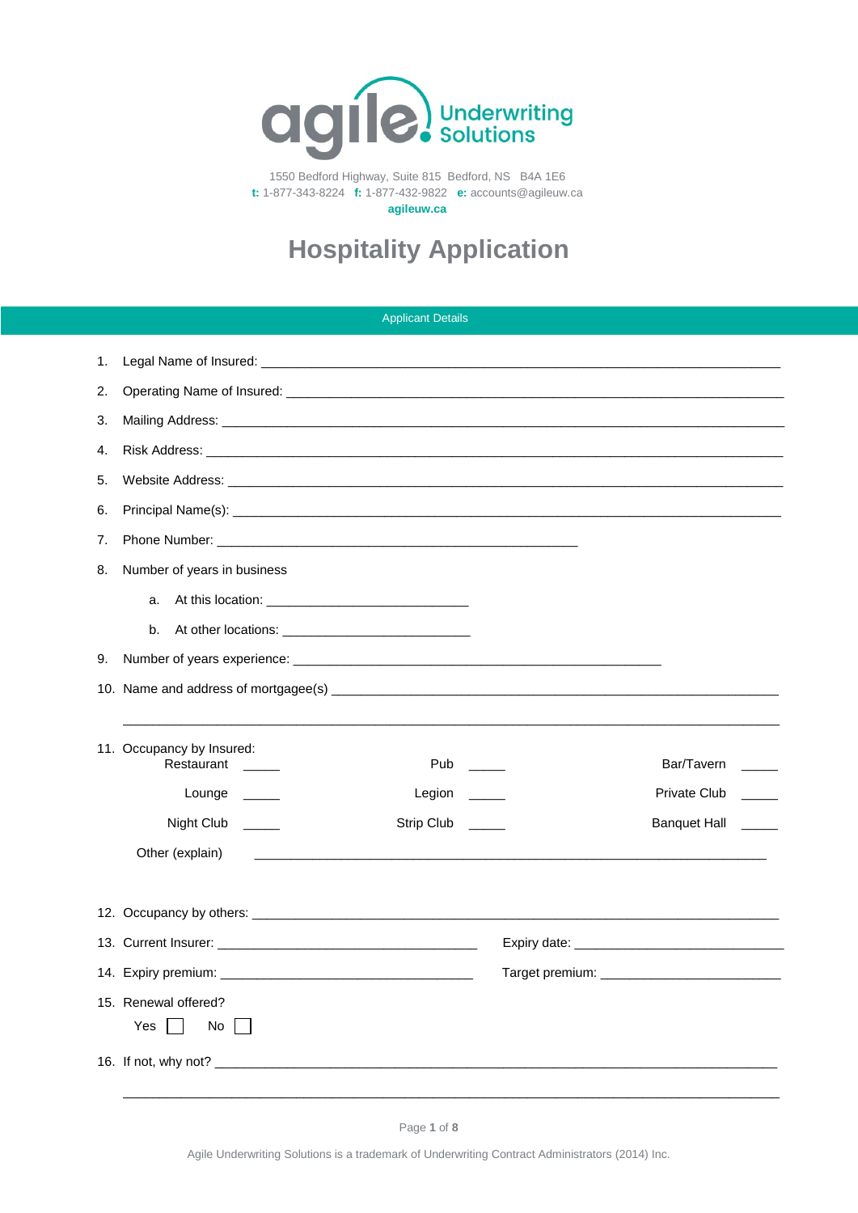agile Underwriting Solutions

1550 Bedford Highway, Suite 815 Bedford, NS B4A 1E6
**t:** 1-877-343-8224 **f:** 1-877-432-9822 **e:** accounts@agileuw.ca
**agileuw.ca**

# Hospitality Application

## Applicant Details

1. Legal Name of Insured: ______________________________________________
2. Operating Name of Insured: ______________________________________________
3. Mailing Address: ______________________________________________
4. Risk Address: ______________________________________________
5. Website Address: ______________________________________________
6. Principal Name(s): ______________________________________________
7. Phone Number: ________________________________
8. Number of years in business
   a. At this location: ____________________
   b. At other locations: ____________________
9. Number of years experience: ________________________________
10. Name and address of mortgagee(s) ______________________________________________

    ______________________________________________
11. Occupancy by Insured:

| | | | | | |
|---|---|---|---|---|---|
| Restaurant | _____ | Pub | _____ | Bar/Tavern | _____ |
| Lounge | _____ | Legion | _____ | Private Club | _____ |
| Night Club | _____ | Strip Club | _____ | Banquet Hall | _____ |

    Other (explain) ______________________________________________

12. Occupancy by others: ______________________________________________
13. Current Insurer: ________________________ Expiry date: ____________________
14. Expiry premium: ________________________ Target premium: ____________________
15. Renewal offered?
    Yes ☐ No ☐
16. If not, why not? ______________________________________________

    ______________________________________________

Agile Underwriting Solutions is a trademark of Underwriting Contract Administrators (2014) Inc.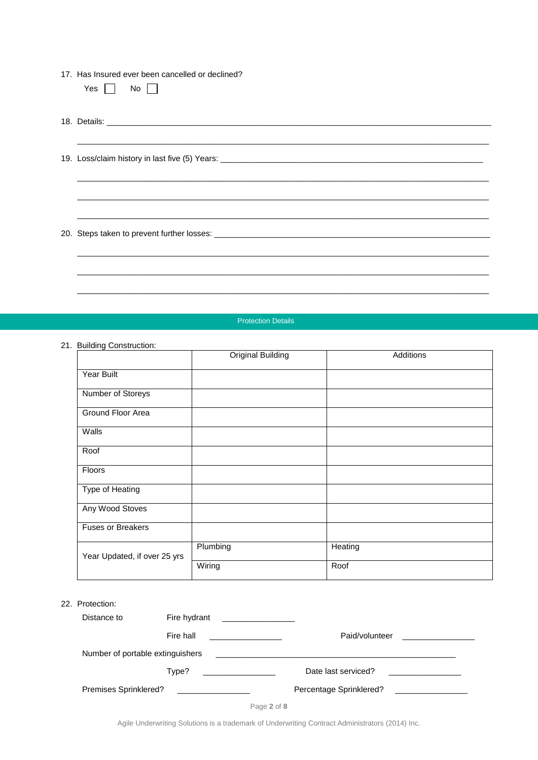17. Has Insured ever been cancelled or declined?

    Yes ☐ No ☐

18. Details: ______________________________________________________________________________

    ______________________________________________________________________________

19. Loss/claim history in last five (5) Years: ______________________________________________________________________________

    ______________________________________________________________________________

    ______________________________________________________________________________

    ______________________________________________________________________________

20. Steps taken to prevent further losses: ______________________________________________________________________________

    ______________________________________________________________________________

    ______________________________________________________________________________

    ______________________________________________________________________________

## Protection Details

21. Building Construction:

| | Original Building | Additions |
|---|---|---|
| Year Built | | |
| Number of Storeys | | |
| Ground Floor Area | | |
| Walls | | |
| Roof | | |
| Floors | | |
| Type of Heating | | |
| Any Wood Stoves | | |
| Fuses or Breakers | | |
| Year Updated, if over 25 yrs | Plumbing | Heating |
| | Wiring | Roof |

22. Protection:

    Distance to Fire hydrant ________________

    Fire hall ________________ Paid/volunteer ________________

    Number of portable extinguishers ______________________________________________________

    Type? ________________ Date last serviced? ________________

    Premises Sprinklered? ________________ Percentage Sprinklered? ________________

Agile Underwriting Solutions is a trademark of Underwriting Contract Administrators (2014) Inc.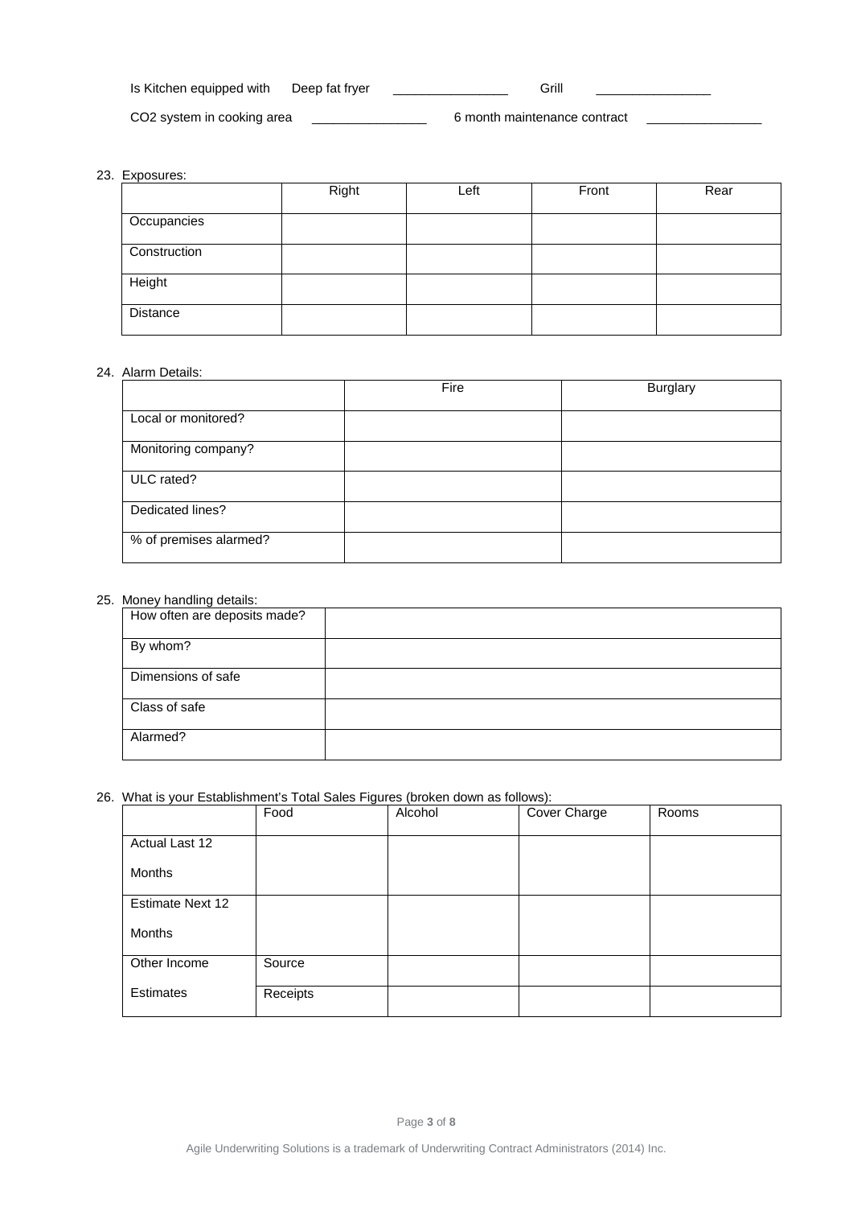Is Kitchen equipped with Deep fat fryer ________________ Grill ________________

$CO_2$ system in cooking area ________________ 6 month maintenance contract ________________

23. Exposures:

| | Right | Left | Front | Rear |
|---|---|---|---|---|
| Occupancies | | | | |
| Construction | | | | |
| Height | | | | |
| Distance | | | | |

24. Alarm Details:

| | Fire | Burglary |
|---|---|---|
| Local or monitored? | | |
| Monitoring company? | | |
| ULC rated? | | |
| Dedicated lines? | | |
| % of premises alarmed? | | |

25. Money handling details:

| | |
|---|---|
| How often are deposits made? | |
| By whom? | |
| Dimensions of safe | |
| Class of safe | |
| Alarmed? | |

26. What is your Establishment's Total Sales Figures (broken down as follows):

| | Food | Alcohol | Cover Charge | Rooms |
|---|---|---|---|---|
| Actual Last 12 Months | | | | |
| Estimate Next 12 Months | | | | |
| Other Income | Source | | | |
| Estimates | Receipts | | | |

Agile Underwriting Solutions is a trademark of Underwriting Contract Administrators (2014) Inc.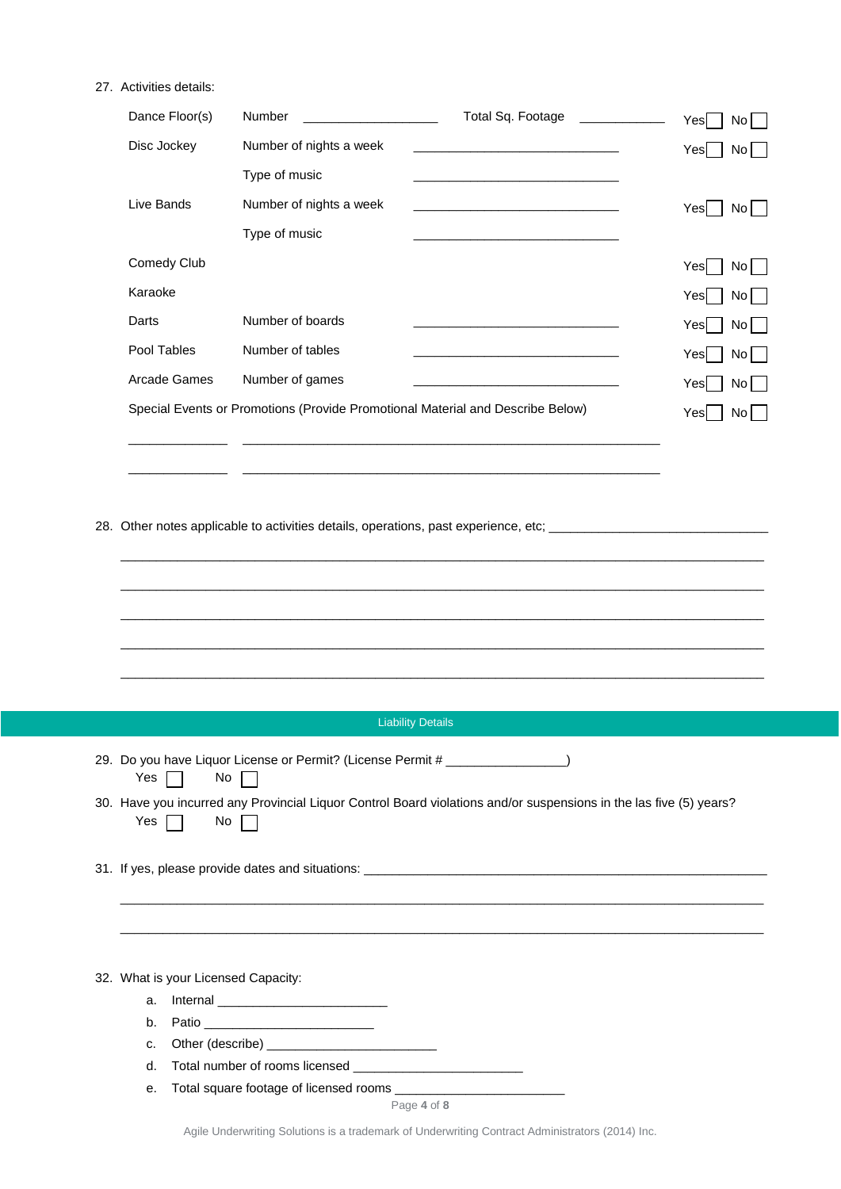27. Activities details:

| | | | | |
|---|---|---|---|---|
| Dance Floor(s) | Number ______________ | Total Sq. Footage ___________ | | Yes ☐ No ☐ |
| Disc Jockey | Number of nights a week | ________________________ | | Yes ☐ No ☐ |
| | Type of music | ________________________ | | |
| Live Bands | Number of nights a week | ________________________ | | Yes ☐ No ☐ |
| | Type of music | ________________________ | | |
| Comedy Club | | | | Yes ☐ No ☐ |
| Karaoke | | | | Yes ☐ No ☐ |
| Darts | Number of boards | ________________________ | | Yes ☐ No ☐ |
| Pool Tables | Number of tables | ________________________ | | Yes ☐ No ☐ |
| Arcade Games | Number of games | ________________________ | | Yes ☐ No ☐ |

Special Events or Promotions (Provide Promotional Material and Describe Below) Yes ☐ No ☐

__________ ________________________________________________

__________ ________________________________________________

28. Other notes applicable to activities details, operations, past experience, etc; ____________________________

________________________________________________________________________________

________________________________________________________________________________

________________________________________________________________________________

________________________________________________________________________________

________________________________________________________________________________

## Liability Details

29. Do you have Liquor License or Permit? (License Permit # _______________)
    Yes ☐ No ☐
30. Have you incurred any Provincial Liquor Control Board violations and/or suspensions in the las five (5) years?
    Yes ☐ No ☐

31. If yes, please provide dates and situations: ______________________________________________________

________________________________________________________________________________

________________________________________________________________________________

32. What is your Licensed Capacity:
    a. Internal ______________________
    b. Patio ______________________
    c. Other (describe) ______________________
    d. Total number of rooms licensed ______________________
    e. Total square footage of licensed rooms ______________________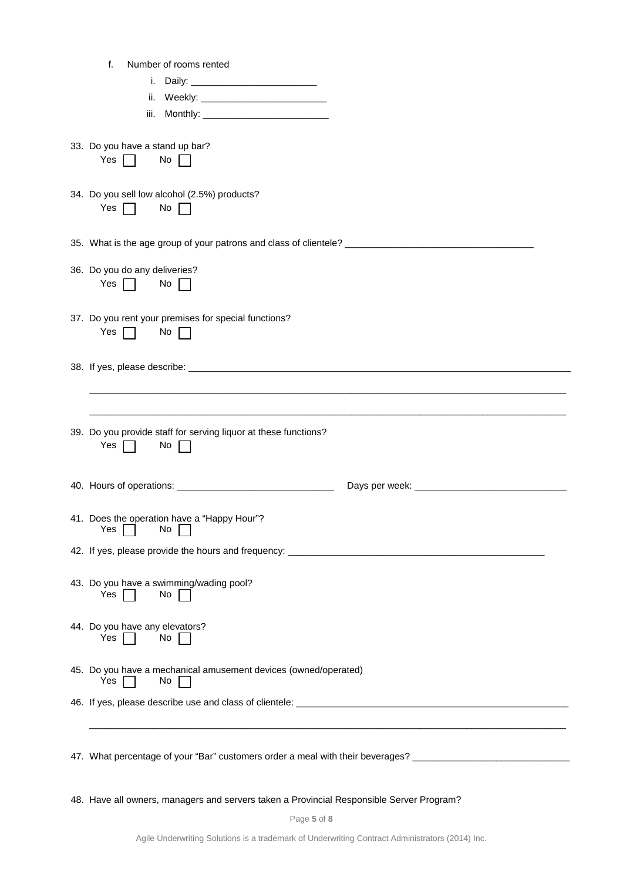f. Number of rooms rented

i. Daily: ________________________

ii. Weekly: ________________________

iii. Monthly: ________________________

33. Do you have a stand up bar?

Yes ☐ No ☐

34. Do you sell low alcohol (2.5%) products?

Yes ☐ No ☐

35. What is the age group of your patrons and class of clientele? ___________________________________

36. Do you do any deliveries?

Yes ☐ No ☐

37. Do you rent your premises for special functions?

Yes ☐ No ☐

38. If yes, please describe: ___________________________________________________________________________

_____________________________________________________________________________________________

_____________________________________________________________________________________________

39. Do you provide staff for serving liquor at these functions?

Yes ☐ No ☐

40. Hours of operations: ______________________________ Days per week: _____________________________

41. Does the operation have a "Happy Hour"?

Yes ☐ No ☐

42. If yes, please provide the hours and frequency: __________________________________________________

43. Do you have a swimming/wading pool?

Yes ☐ No ☐

44. Do you have any elevators?

Yes ☐ No ☐

45. Do you have a mechanical amusement devices (owned/operated)

Yes ☐ No ☐

46. If yes, please describe use and class of clientele: _____________________________________________________

_____________________________________________________________________________________________

47. What percentage of your "Bar" customers order a meal with their beverages? ______________________________

48. Have all owners, managers and servers taken a Provincial Responsible Server Program?

Agile Underwriting Solutions is a trademark of Underwriting Contract Administrators (2014) Inc.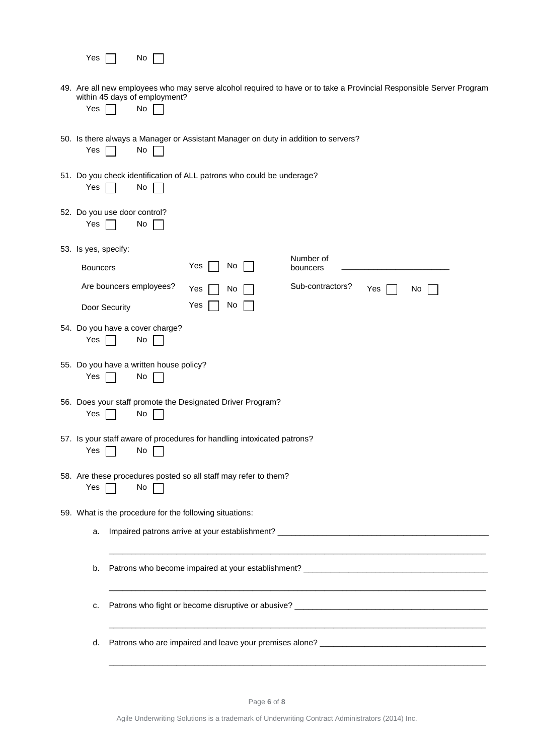Yes ☐ No ☐

49. Are all new employees who may serve alcohol required to have or to take a Provincial Responsible Server Program within 45 days of employment?
    Yes ☐ No ☐

50. Is there always a Manager or Assistant Manager on duty in addition to servers?
    Yes ☐ No ☐

51. Do you check identification of ALL patrons who could be underage?
    Yes ☐ No ☐

52. Do you use door control?
    Yes ☐ No ☐

53. Is yes, specify:

| | | | |
|---|---|---|---|
| Bouncers | Yes ☐ No ☐ | Number of bouncers | ________________________ |
| Are bouncers employees? | Yes ☐ No ☐ | Sub-contractors? | Yes ☐ No ☐ |
| Door Security | Yes ☐ No ☐ | | |

54. Do you have a cover charge?
    Yes ☐ No ☐

55. Do you have a written house policy?
    Yes ☐ No ☐

56. Does your staff promote the Designated Driver Program?
    Yes ☐ No ☐

57. Is your staff aware of procedures for handling intoxicated patrons?
    Yes ☐ No ☐

58. Are these procedures posted so all staff may refer to them?
    Yes ☐ No ☐

59. What is the procedure for the following situations:

    a. Impaired patrons arrive at your establishment? ______________________________________________

    ________________________________________________________________________________

    b. Patrons who become impaired at your establishment? _________________________________________

    ________________________________________________________________________________

    c. Patrons who fight or become disruptive or abusive? __________________________________________

    ________________________________________________________________________________

    d. Patrons who are impaired and leave your premises alone? ____________________________________

    ________________________________________________________________________________

Agile Underwriting Solutions is a trademark of Underwriting Contract Administrators (2014) Inc.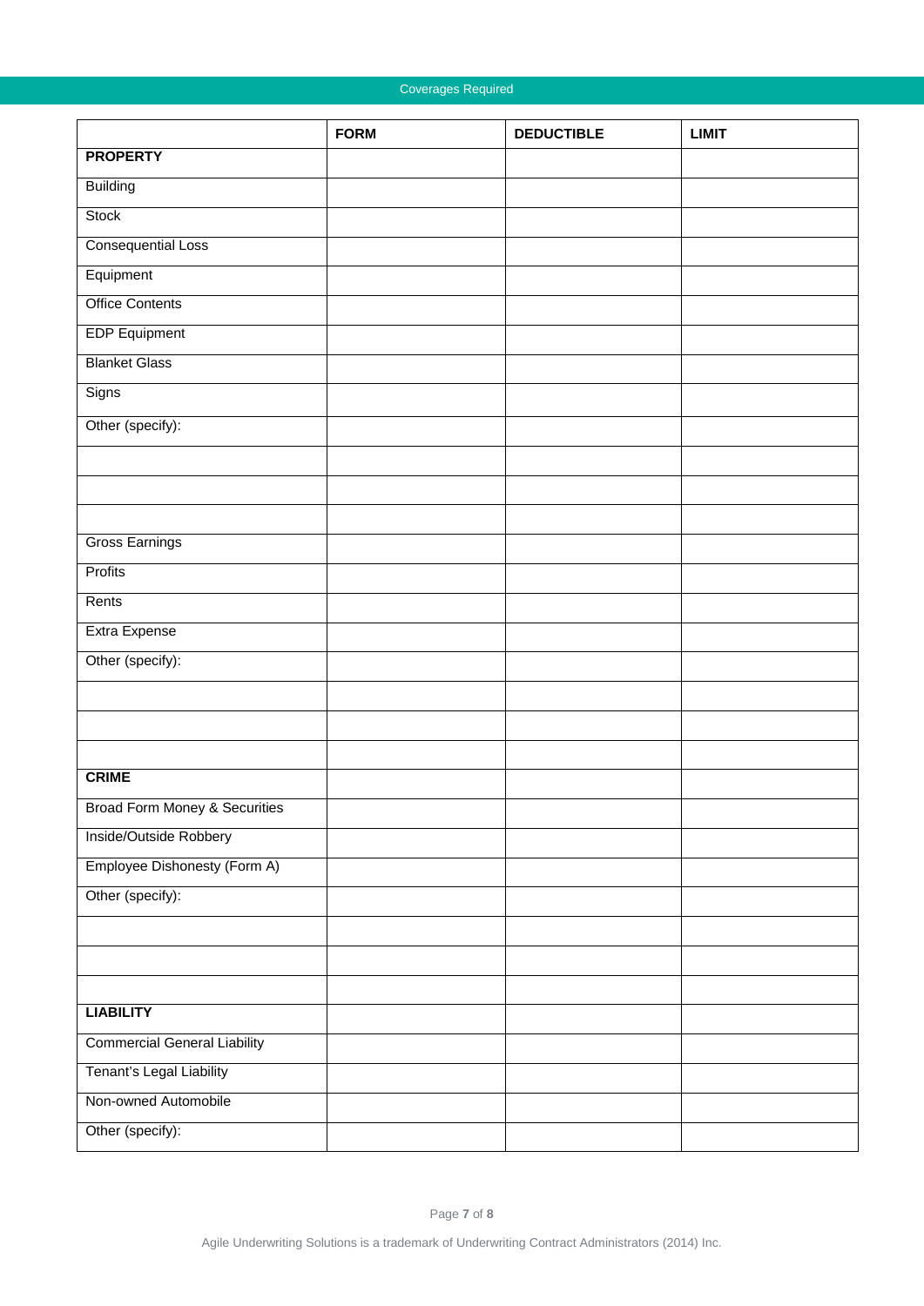## Coverages Required

| | FORM | DEDUCTIBLE | LIMIT |
|---|---|---|---|
| **PROPERTY** | | | |
| Building | | | |
| Stock | | | |
| Consequential Loss | | | |
| Equipment | | | |
| Office Contents | | | |
| EDP Equipment | | | |
| Blanket Glass | | | |
| Signs | | | |
| Other (specify): | | | |
| | | | |
| | | | |
| | | | |
| Gross Earnings | | | |
| Profits | | | |
| Rents | | | |
| Extra Expense | | | |
| Other (specify): | | | |
| | | | |
| | | | |
| | | | |
| **CRIME** | | | |
| Broad Form Money & Securities | | | |
| Inside/Outside Robbery | | | |
| Employee Dishonesty (Form A) | | | |
| Other (specify): | | | |
| | | | |
| | | | |
| | | | |
| **LIABILITY** | | | |
| Commercial General Liability | | | |
| Tenant's Legal Liability | | | |
| Non-owned Automobile | | | |
| Other (specify): | | | |

Agile Underwriting Solutions is a trademark of Underwriting Contract Administrators (2014) Inc.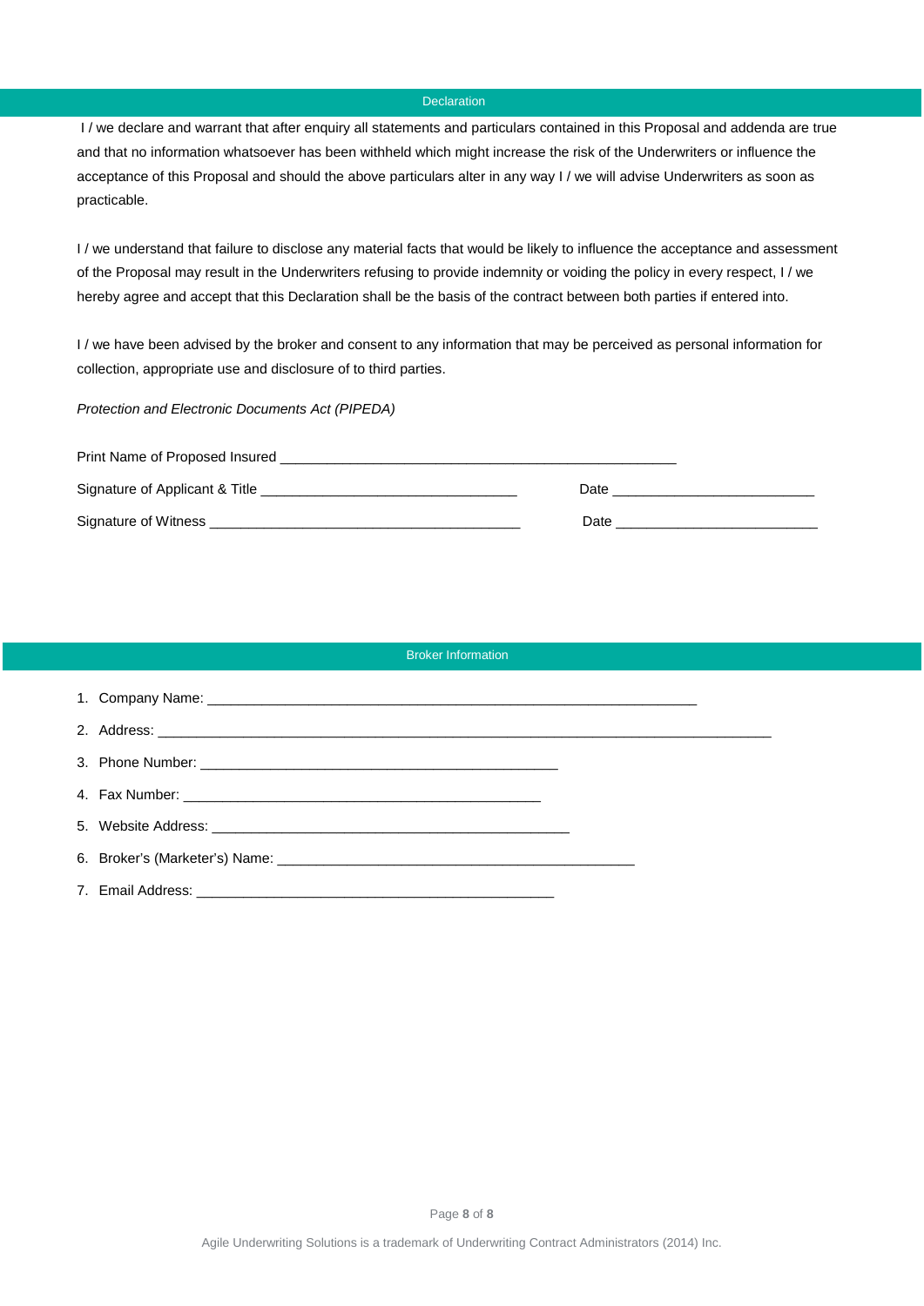## Declaration

I / we declare and warrant that after enquiry all statements and particulars contained in this Proposal and addenda are true and that no information whatsoever has been withheld which might increase the risk of the Underwriters or influence the acceptance of this Proposal and should the above particulars alter in any way I / we will advise Underwriters as soon as practicable.

I / we understand that failure to disclose any material facts that would be likely to influence the acceptance and assessment of the Proposal may result in the Underwriters refusing to provide indemnity or voiding the policy in every respect, I / we hereby agree and accept that this Declaration shall be the basis of the contract between both parties if entered into.

I / we have been advised by the broker and consent to any information that may be perceived as personal information for collection, appropriate use and disclosure of to third parties.

*Protection and Electronic Documents Act (PIPEDA)*

Print Name of Proposed Insured ____________________________________________________

Signature of Applicant & Title _________________________________ Date __________________________

Signature of Witness ________________________________________ Date __________________________

## Broker Information

1. Company Name: ________________________________________________________________
2. Address: ________________________________________________________________________________
3. Phone Number: _______________________________________________
4. Fax Number: _______________________________________________
5. Website Address: _______________________________________________
6. Broker's (Marketer's) Name: _______________________________________________
7. Email Address: _______________________________________________

Agile Underwriting Solutions is a trademark of Underwriting Contract Administrators (2014) Inc.